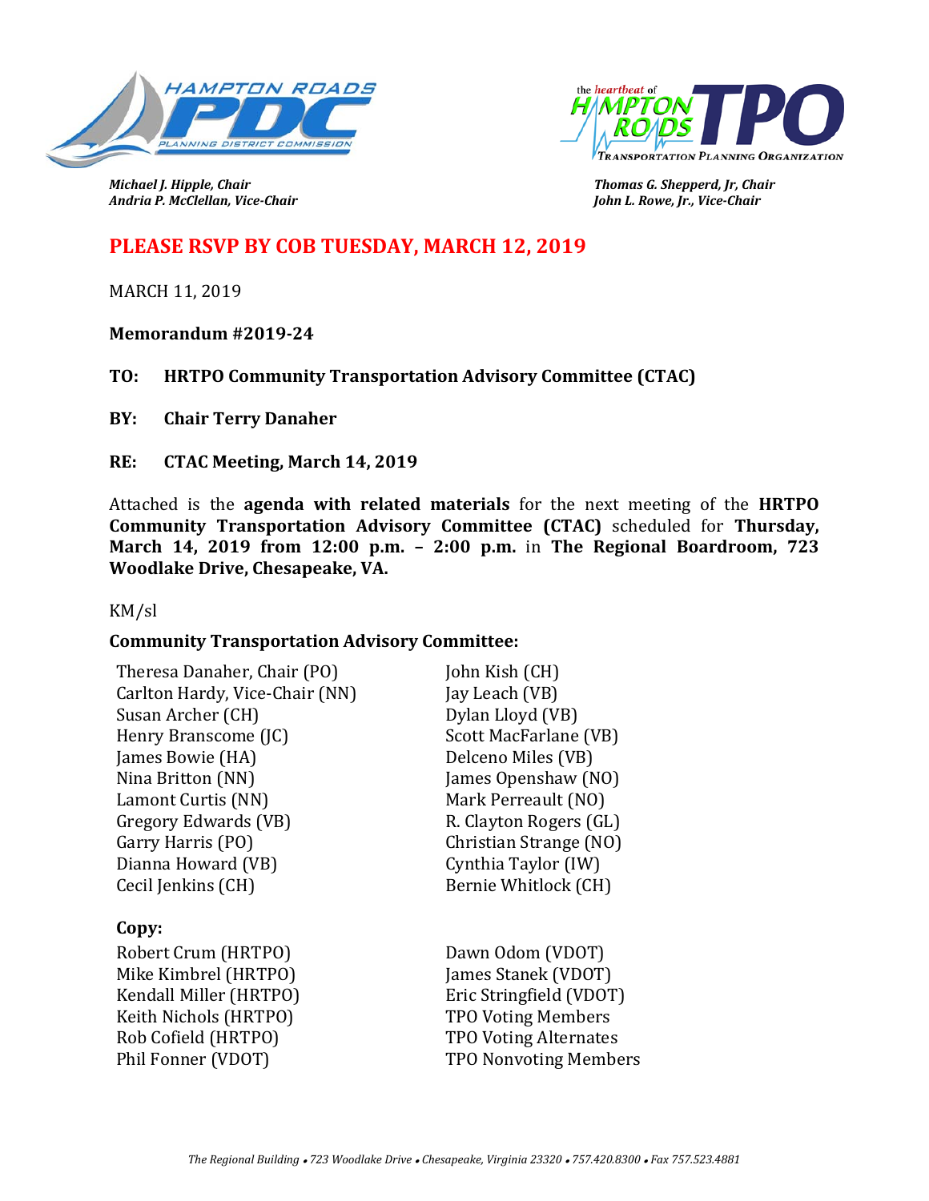Michael J. Hipple, Chair
Andria P. McClellan, Vice-Chair

Thomas G. Shepperd, Jr, Chair
John L. Rowe, Jr., Vice-Chair

## PLEASE RSVP BY COB TUESDAY, MARCH 12, 2019

MARCH 11, 2019

**Memorandum #2019-24**

**TO: HRTPO Community Transportation Advisory Committee (CTAC)**

**BY: Chair Terry Danaher**

**RE: CTAC Meeting, March 14, 2019**

Attached is the **agenda with related materials** for the next meeting of the **HRTPO Community Transportation Advisory Committee (CTAC)** scheduled for **Thursday, March 14, 2019 from 12:00 p.m. – 2:00 p.m.** in **The Regional Boardroom, 723 Woodlake Drive, Chesapeake, VA.**

KM/sl

**Community Transportation Advisory Committee:**

Theresa Danaher, Chair (PO)
Carlton Hardy, Vice-Chair (NN)
Susan Archer (CH)
Henry Branscome (JC)
James Bowie (HA)
Nina Britton (NN)
Lamont Curtis (NN)
Gregory Edwards (VB)
Garry Harris (PO)
Dianna Howard (VB)
Cecil Jenkins (CH)
John Kish (CH)
Jay Leach (VB)
Dylan Lloyd (VB)
Scott MacFarlane (VB)
Delceno Miles (VB)
James Openshaw (NO)
Mark Perreault (NO)
R. Clayton Rogers (GL)
Christian Strange (NO)
Cynthia Taylor (IW)
Bernie Whitlock (CH)

**Copy:**

Robert Crum (HRTPO)
Mike Kimbrel (HRTPO)
Kendall Miller (HRTPO)
Keith Nichols (HRTPO)
Rob Cofield (HRTPO)
Phil Fonner (VDOT)
Dawn Odom (VDOT)
James Stanek (VDOT)
Eric Stringfield (VDOT)
TPO Voting Members
TPO Voting Alternates
TPO Nonvoting Members

*The Regional Building • 723 Woodlake Drive • Chesapeake, Virginia 23320 • 757.420.8300 • Fax 757.523.4881*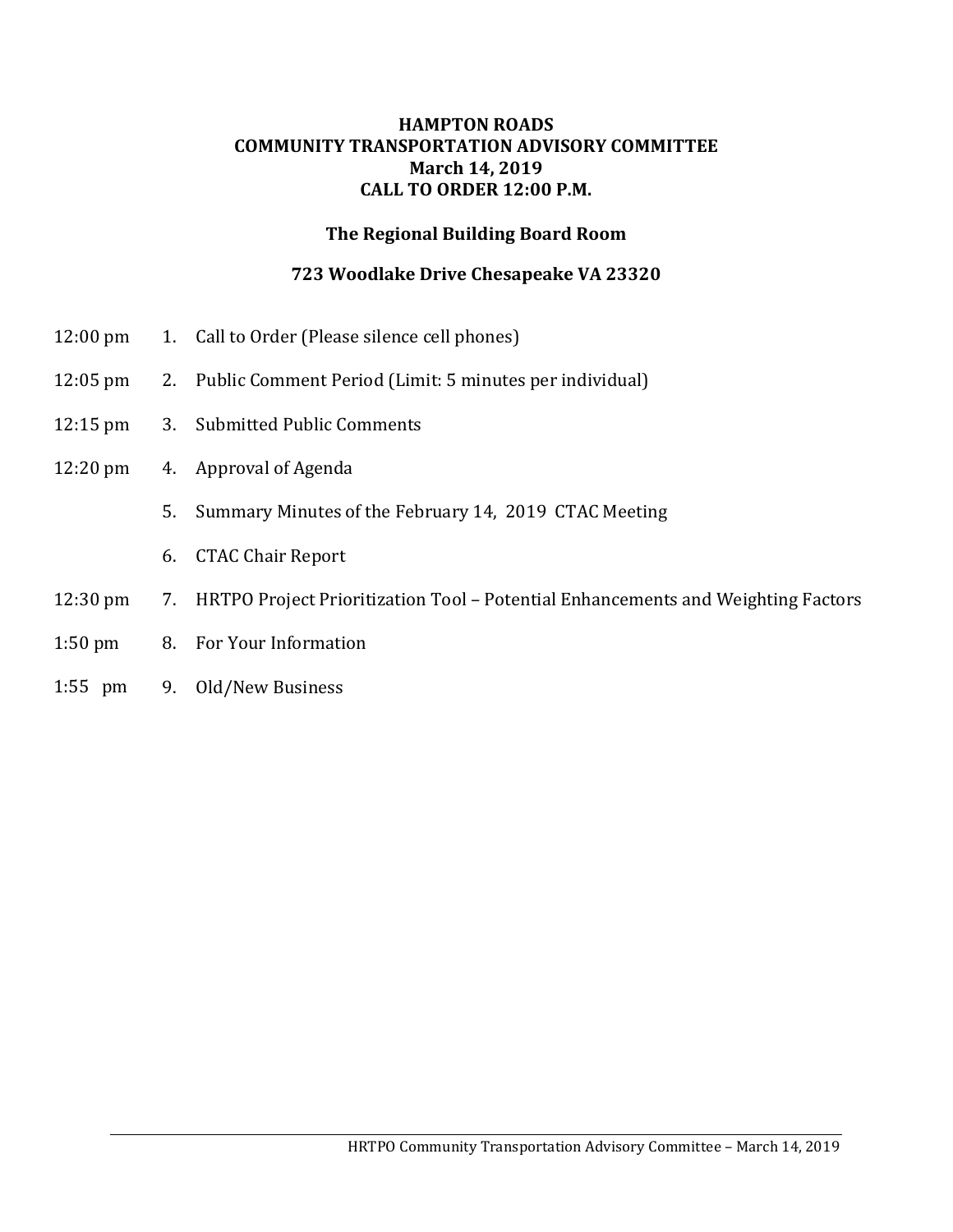**HAMPTON ROADS**
**COMMUNITY TRANSPORTATION ADVISORY COMMITTEE**
**March 14, 2019**
**CALL TO ORDER 12:00 P.M.**

**The Regional Building Board Room**

**723 Woodlake Drive Chesapeake VA 23320**

| Time | No. | Item |
|---|---|---|
| 12:00 pm | 1. | Call to Order (Please silence cell phones) |
| 12:05 pm | 2. | Public Comment Period (Limit: 5 minutes per individual) |
| 12:15 pm | 3. | Submitted Public Comments |
| 12:20 pm | 4. | Approval of Agenda |
| | 5. | Summary Minutes of the February 14, 2019 CTAC Meeting |
| | 6. | CTAC Chair Report |
| 12:30 pm | 7. | HRTPO Project Prioritization Tool – Potential Enhancements and Weighting Factors |
| 1:50 pm | 8. | For Your Information |
| 1:55 pm | 9. | Old/New Business |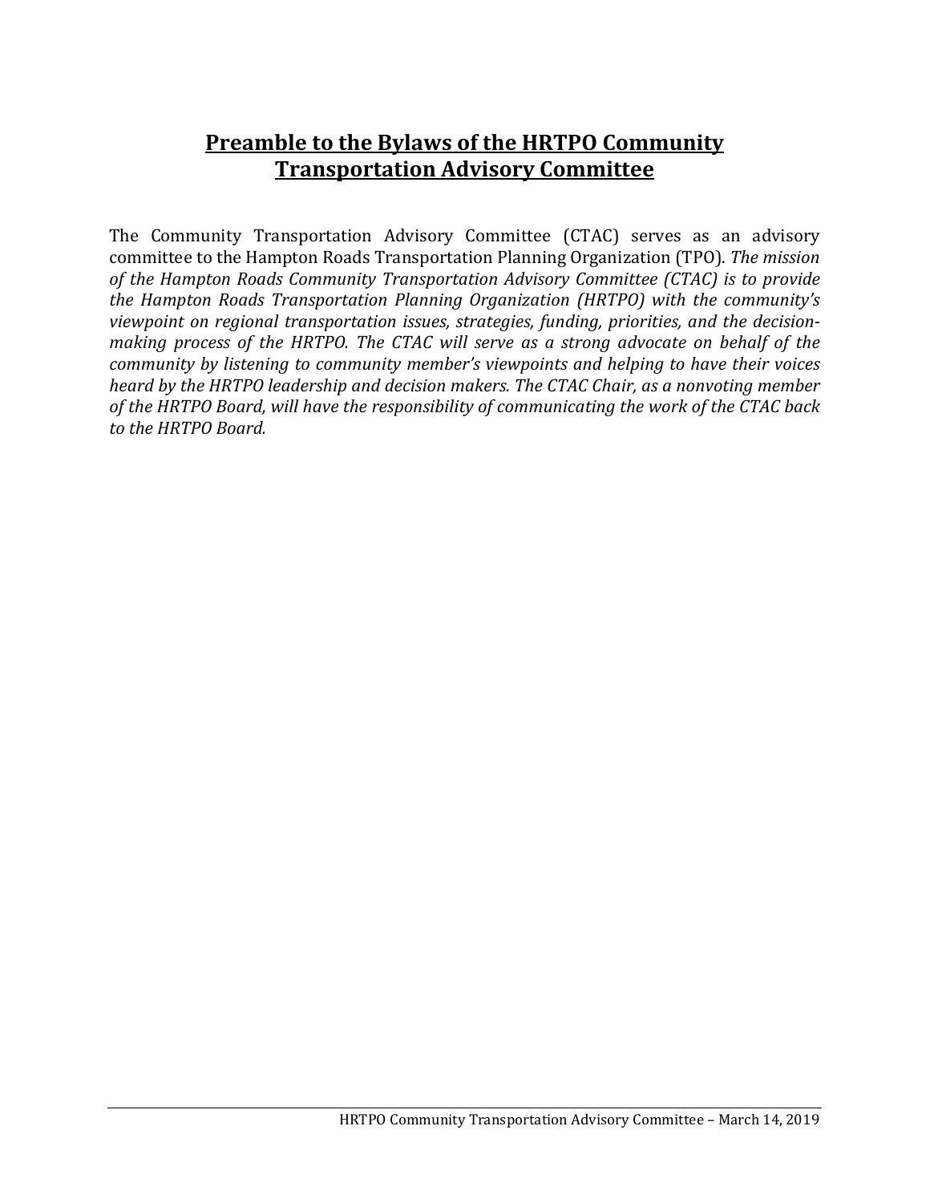# **Preamble to the Bylaws of the HRTPO Community Transportation Advisory Committee**

The Community Transportation Advisory Committee (CTAC) serves as an advisory committee to the Hampton Roads Transportation Planning Organization (TPO). *The mission of the Hampton Roads Community Transportation Advisory Committee (CTAC) is to provide the Hampton Roads Transportation Planning Organization (HRTPO) with the community's viewpoint on regional transportation issues, strategies, funding, priorities, and the decision-making process of the HRTPO. The CTAC will serve as a strong advocate on behalf of the community by listening to community member's viewpoints and helping to have their voices heard by the HRTPO leadership and decision makers. The CTAC Chair, as a nonvoting member of the HRTPO Board, will have the responsibility of communicating the work of the CTAC back to the HRTPO Board.*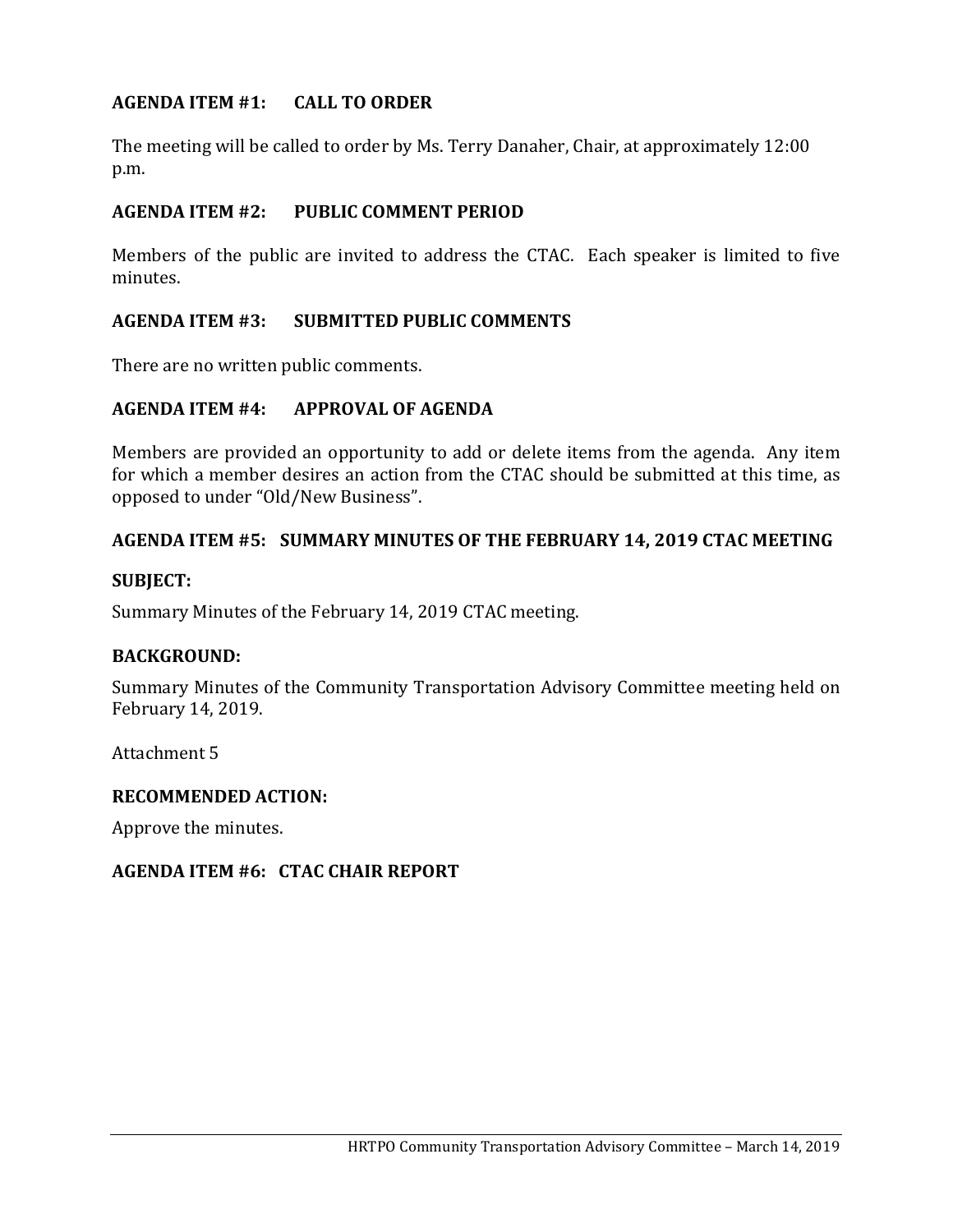**AGENDA ITEM #1: CALL TO ORDER**

The meeting will be called to order by Ms. Terry Danaher, Chair, at approximately 12:00 p.m.

**AGENDA ITEM #2: PUBLIC COMMENT PERIOD**

Members of the public are invited to address the CTAC. Each speaker is limited to five minutes.

**AGENDA ITEM #3: SUBMITTED PUBLIC COMMENTS**

There are no written public comments.

**AGENDA ITEM #4: APPROVAL OF AGENDA**

Members are provided an opportunity to add or delete items from the agenda. Any item for which a member desires an action from the CTAC should be submitted at this time, as opposed to under "Old/New Business".

**AGENDA ITEM #5: SUMMARY MINUTES OF THE FEBRUARY 14, 2019 CTAC MEETING**

**SUBJECT:**

Summary Minutes of the February 14, 2019 CTAC meeting.

**BACKGROUND:**

Summary Minutes of the Community Transportation Advisory Committee meeting held on February 14, 2019.

Attachment 5

**RECOMMENDED ACTION:**

Approve the minutes.

**AGENDA ITEM #6: CTAC CHAIR REPORT**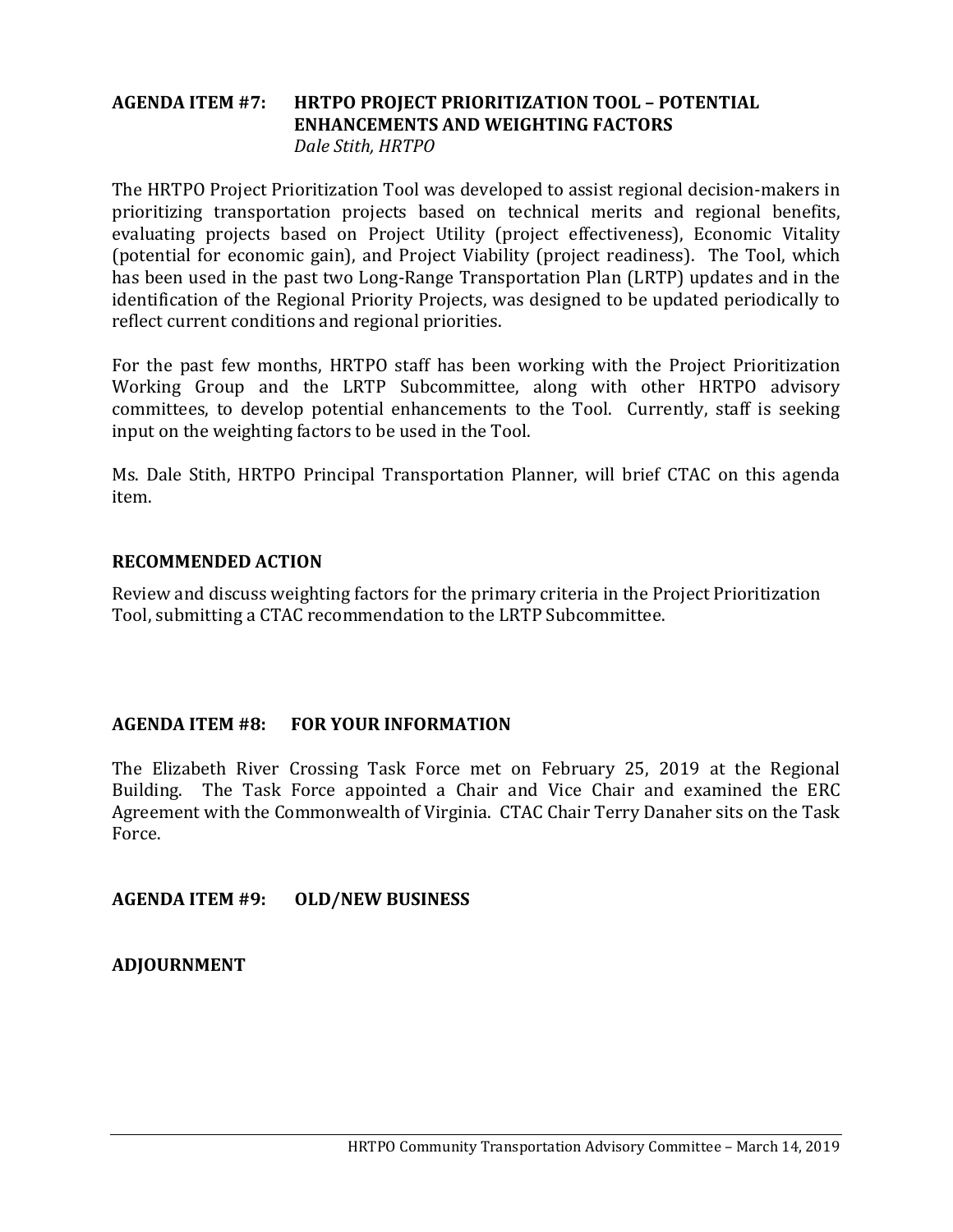**AGENDA ITEM #7: HRTPO PROJECT PRIORITIZATION TOOL – POTENTIAL ENHANCEMENTS AND WEIGHTING FACTORS**
*Dale Stith, HRTPO*

The HRTPO Project Prioritization Tool was developed to assist regional decision-makers in prioritizing transportation projects based on technical merits and regional benefits, evaluating projects based on Project Utility (project effectiveness), Economic Vitality (potential for economic gain), and Project Viability (project readiness). The Tool, which has been used in the past two Long-Range Transportation Plan (LRTP) updates and in the identification of the Regional Priority Projects, was designed to be updated periodically to reflect current conditions and regional priorities.

For the past few months, HRTPO staff has been working with the Project Prioritization Working Group and the LRTP Subcommittee, along with other HRTPO advisory committees, to develop potential enhancements to the Tool. Currently, staff is seeking input on the weighting factors to be used in the Tool.

Ms. Dale Stith, HRTPO Principal Transportation Planner, will brief CTAC on this agenda item.

**RECOMMENDED ACTION**

Review and discuss weighting factors for the primary criteria in the Project Prioritization Tool, submitting a CTAC recommendation to the LRTP Subcommittee.

**AGENDA ITEM #8: FOR YOUR INFORMATION**

The Elizabeth River Crossing Task Force met on February 25, 2019 at the Regional Building. The Task Force appointed a Chair and Vice Chair and examined the ERC Agreement with the Commonwealth of Virginia. CTAC Chair Terry Danaher sits on the Task Force.

**AGENDA ITEM #9: OLD/NEW BUSINESS**

**ADJOURNMENT**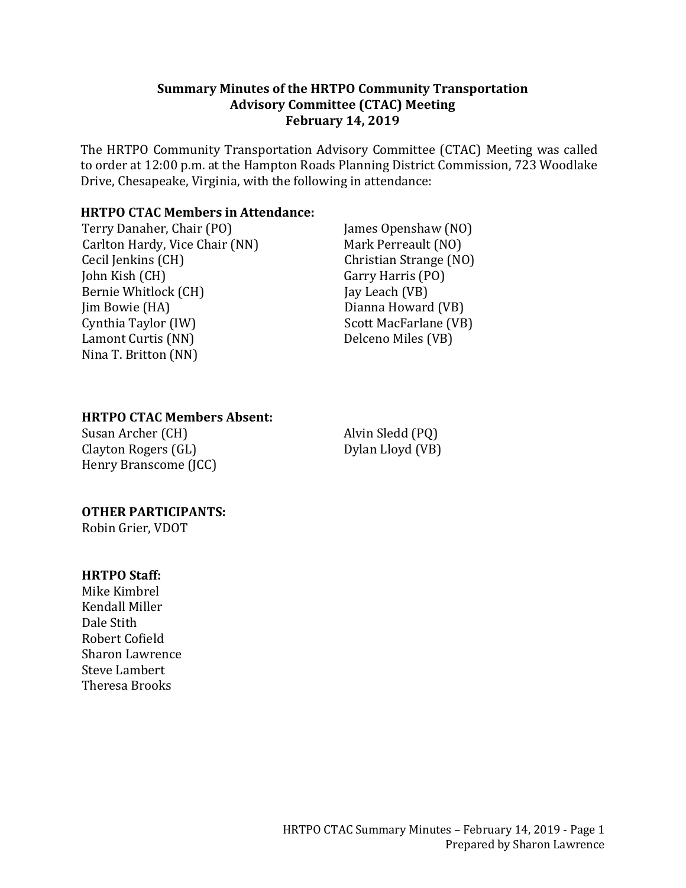## Summary Minutes of the HRTPO Community Transportation Advisory Committee (CTAC) Meeting February 14, 2019

The HRTPO Community Transportation Advisory Committee (CTAC) Meeting was called to order at 12:00 p.m. at the Hampton Roads Planning District Commission, 723 Woodlake Drive, Chesapeake, Virginia, with the following in attendance:

### HRTPO CTAC Members in Attendance:

Terry Danaher, Chair (PO)
Carlton Hardy, Vice Chair (NN)
Cecil Jenkins (CH)
John Kish (CH)
Bernie Whitlock (CH)
Jim Bowie (HA)
Cynthia Taylor (IW)
Lamont Curtis (NN)
Nina T. Britton (NN)
James Openshaw (NO)
Mark Perreault (NO)
Christian Strange (NO)
Garry Harris (PO)
Jay Leach (VB)
Dianna Howard (VB)
Scott MacFarlane (VB)
Delceno Miles (VB)

### HRTPO CTAC Members Absent:

Susan Archer (CH)
Clayton Rogers (GL)
Henry Branscome (JCC)
Alvin Sledd (PQ)
Dylan Lloyd (VB)

### OTHER PARTICIPANTS:

Robin Grier, VDOT

### HRTPO Staff:

Mike Kimbrel
Kendall Miller
Dale Stith
Robert Cofield
Sharon Lawrence
Steve Lambert
Theresa Brooks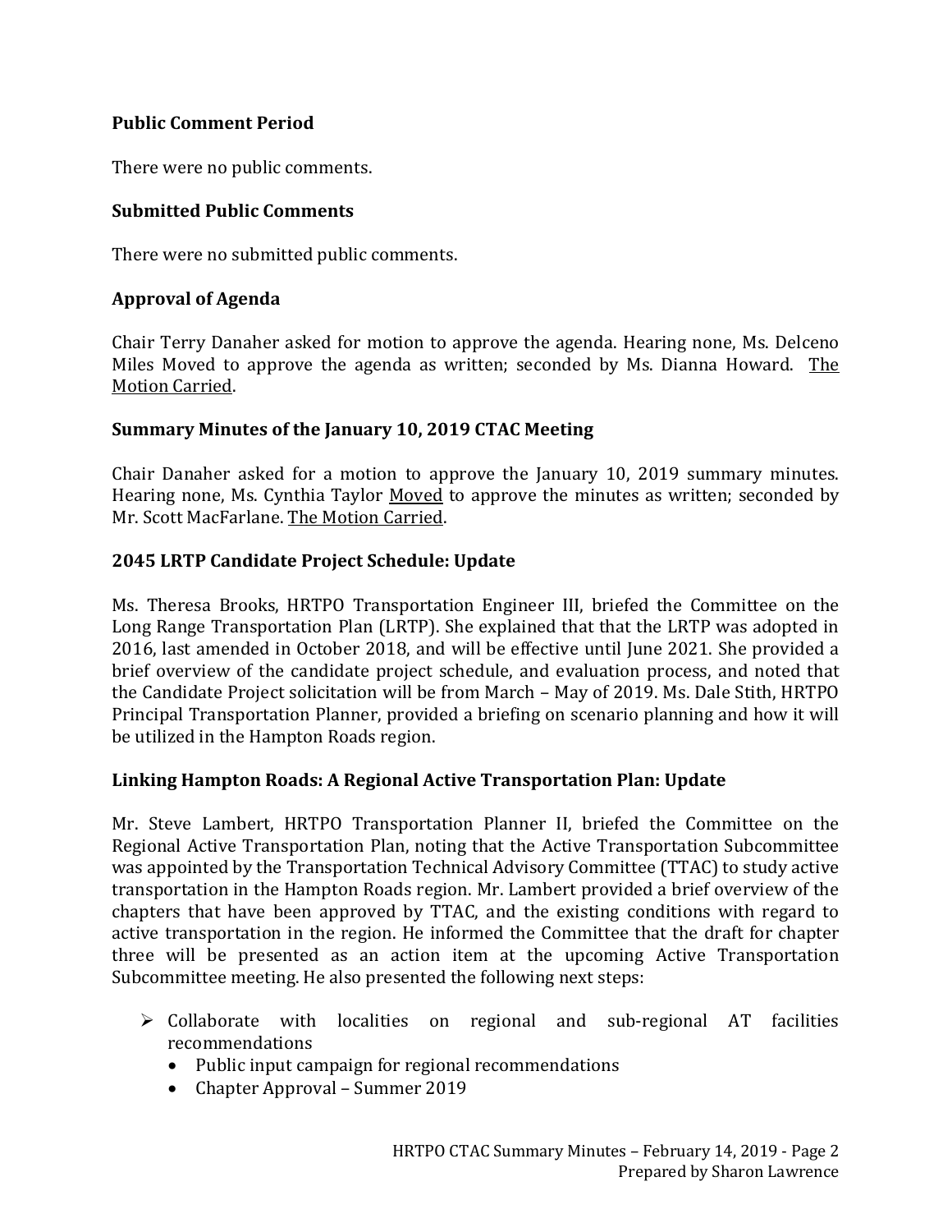### Public Comment Period

There were no public comments.

### Submitted Public Comments

There were no submitted public comments.

### Approval of Agenda

Chair Terry Danaher asked for motion to approve the agenda. Hearing none, Ms. Delceno Miles Moved to approve the agenda as written; seconded by Ms. Dianna Howard. The Motion Carried.

### Summary Minutes of the January 10, 2019 CTAC Meeting

Chair Danaher asked for a motion to approve the January 10, 2019 summary minutes. Hearing none, Ms. Cynthia Taylor Moved to approve the minutes as written; seconded by Mr. Scott MacFarlane. The Motion Carried.

### 2045 LRTP Candidate Project Schedule: Update

Ms. Theresa Brooks, HRTPO Transportation Engineer III, briefed the Committee on the Long Range Transportation Plan (LRTP). She explained that that the LRTP was adopted in 2016, last amended in October 2018, and will be effective until June 2021. She provided a brief overview of the candidate project schedule, and evaluation process, and noted that the Candidate Project solicitation will be from March – May of 2019. Ms. Dale Stith, HRTPO Principal Transportation Planner, provided a briefing on scenario planning and how it will be utilized in the Hampton Roads region.

### Linking Hampton Roads: A Regional Active Transportation Plan: Update

Mr. Steve Lambert, HRTPO Transportation Planner II, briefed the Committee on the Regional Active Transportation Plan, noting that the Active Transportation Subcommittee was appointed by the Transportation Technical Advisory Committee (TTAC) to study active transportation in the Hampton Roads region. Mr. Lambert provided a brief overview of the chapters that have been approved by TTAC, and the existing conditions with regard to active transportation in the region. He informed the Committee that the draft for chapter three will be presented as an action item at the upcoming Active Transportation Subcommittee meeting. He also presented the following next steps:

- Collaborate with localities on regional and sub-regional AT facilities recommendations
  - Public input campaign for regional recommendations
  - Chapter Approval – Summer 2019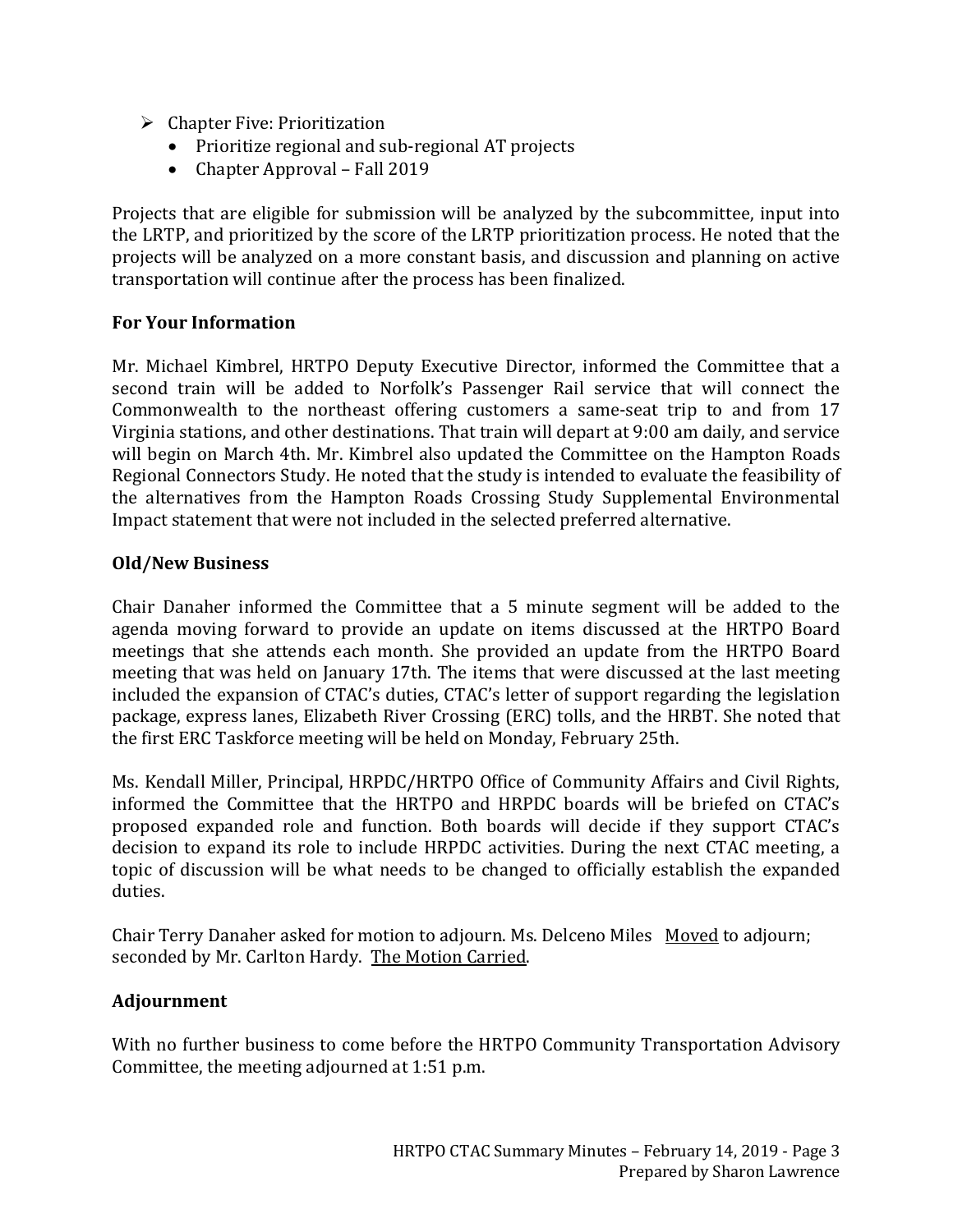- Chapter Five: Prioritization
    - Prioritize regional and sub-regional AT projects
    - Chapter Approval – Fall 2019

Projects that are eligible for submission will be analyzed by the subcommittee, input into the LRTP, and prioritized by the score of the LRTP prioritization process. He noted that the projects will be analyzed on a more constant basis, and discussion and planning on active transportation will continue after the process has been finalized.

**For Your Information**

Mr. Michael Kimbrel, HRTPO Deputy Executive Director, informed the Committee that a second train will be added to Norfolk's Passenger Rail service that will connect the Commonwealth to the northeast offering customers a same-seat trip to and from 17 Virginia stations, and other destinations. That train will depart at 9:00 am daily, and service will begin on March 4th. Mr. Kimbrel also updated the Committee on the Hampton Roads Regional Connectors Study. He noted that the study is intended to evaluate the feasibility of the alternatives from the Hampton Roads Crossing Study Supplemental Environmental Impact statement that were not included in the selected preferred alternative.

**Old/New Business**

Chair Danaher informed the Committee that a 5 minute segment will be added to the agenda moving forward to provide an update on items discussed at the HRTPO Board meetings that she attends each month. She provided an update from the HRTPO Board meeting that was held on January 17th. The items that were discussed at the last meeting included the expansion of CTAC's duties, CTAC's letter of support regarding the legislation package, express lanes, Elizabeth River Crossing (ERC) tolls, and the HRBT. She noted that the first ERC Taskforce meeting will be held on Monday, February 25th.

Ms. Kendall Miller, Principal, HRPDC/HRTPO Office of Community Affairs and Civil Rights, informed the Committee that the HRTPO and HRPDC boards will be briefed on CTAC's proposed expanded role and function. Both boards will decide if they support CTAC's decision to expand its role to include HRPDC activities. During the next CTAC meeting, a topic of discussion will be what needs to be changed to officially establish the expanded duties.

Chair Terry Danaher asked for motion to adjourn. Ms. Delceno Miles <u>Moved</u> to adjourn; seconded by Mr. Carlton Hardy. <u>The Motion Carried</u>.

**Adjournment**

With no further business to come before the HRTPO Community Transportation Advisory Committee, the meeting adjourned at 1:51 p.m.

Prepared by Sharon Lawrence